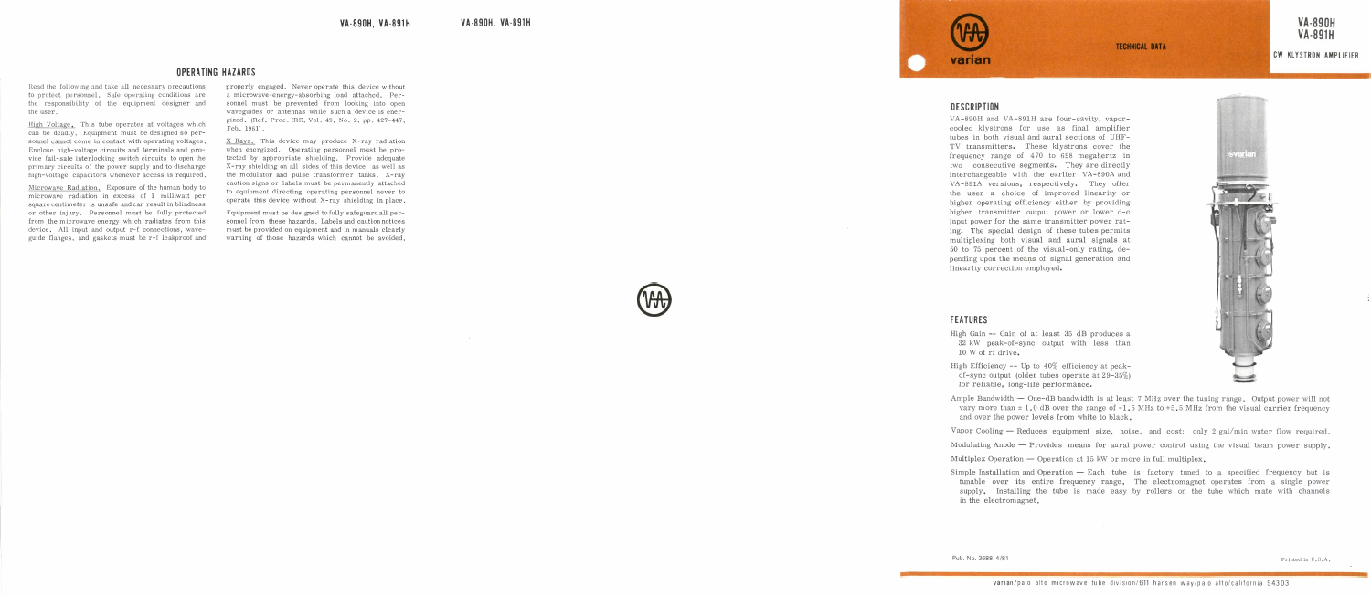# VA-890H VA-891H

## CW KLYSTRON AMPLIFIER

TECHNICAL DATA

### DESCRIPTION

VA-890H and VA-891H are four-cavity, vapor-cooled klystrons for use as final amplifier tubes in both visual and aural sections of UHF-TV transmitters. These klystrons cover the frequency range of 470 to 698 megahertz in two consecutive segments. They are directly interchangeable with the earlier VA-890A and VA-891A versions, respectively. They offer the user a choice of improved linearity or higher operating efficiency either by providing higher transmitter output power or lower d-c input power for the same transmitter power rating. The special design of these tubes permits multiplexing both visual and aural signals at 50 to 75 percent of the visual-only rating, depending upon the means of signal generation and linearity correction employed.

### FEATURES

High Gain -- Gain of at least 35 dB produces a 32 kW peak-of-sync output with less than 10 W of rf drive.

High Efficiency -- Up to 40% efficiency at peak-of-sync output (older tubes operate at 29-35%) for reliable, long-life performance.

Ample Bandwidth — One-dB bandwidth is at least 7 MHz over the tuning range. Output power will not vary more than ± 1.0 dB over the range of -1.5 MHz to +5.5 MHz from the visual carrier frequency and over the power levels from white to black.

Vapor Cooling — Reduces equipment size, noise, and cost: only 2 gal/min water flow required.

Modulating Anode — Provides means for aural power control using the visual beam power supply.

Multiplex Operation — Operation at 15 kW or more in full multiplex.

Simple Installation and Operation — Each tube is factory tuned to a specified frequency but is tunable over its entire frequency range. The electromagnet operates from a single power supply. Installing the tube is made easy by rollers on the tube which mate with channels in the electromagnet.

Pub. No. 3688 4/81

Printed in U.S.A.

varian/palo alto microwave tube division/611 hansen way/palo alto/california 94303

### OPERATING HAZARDS

Read the following and take all necessary precautions to protect personnel. Safe operating conditions are the responsibility of the equipment designer and the user.

High Voltage. This tube operates at voltages which can be deadly. Equipment must be designed so personnel cannot come in contact with operating voltages. Enclose high-voltage circuits and terminals and provide fail-safe interlocking switch circuits to open the primary circuits of the power supply and to discharge high-voltage capacitors whenever access is required.

Microwave Radiation. Exposure of the human body to microwave radiation in excess of 1 milliwatt per square centimeter is unsafe and can result in blindness or other injury. Personnel must be fully protected from the microwave energy which radiates from this device. All input and output r-f connections, waveguide flanges, and gaskets must be r-f leakproof and properly engaged. Never operate this device without a microwave-energy-absorbing load attached. Personnel must be prevented from looking into open waveguides or antennas while such a device is energized. (Ref. Proc. IRE, Vol. 49, No. 2, pp. 427-447, Feb. 1961).

X Rays. This device may produce X-ray radiation when energized. Operating personnel must be protected by appropriate shielding. Provide adequate X-ray shielding on all sides of this device, as well as the modulator and pulse transformer tanks. X-ray caution signs or labels must be permanently attached to equipment directing operating personnel never to operate this device without X-ray shielding in place.

Equipment must be designed to fully safeguard all personnel from these hazards. Labels and caution notices must be provided on equipment and in manuals clearly warning of those hazards which cannot be avoided.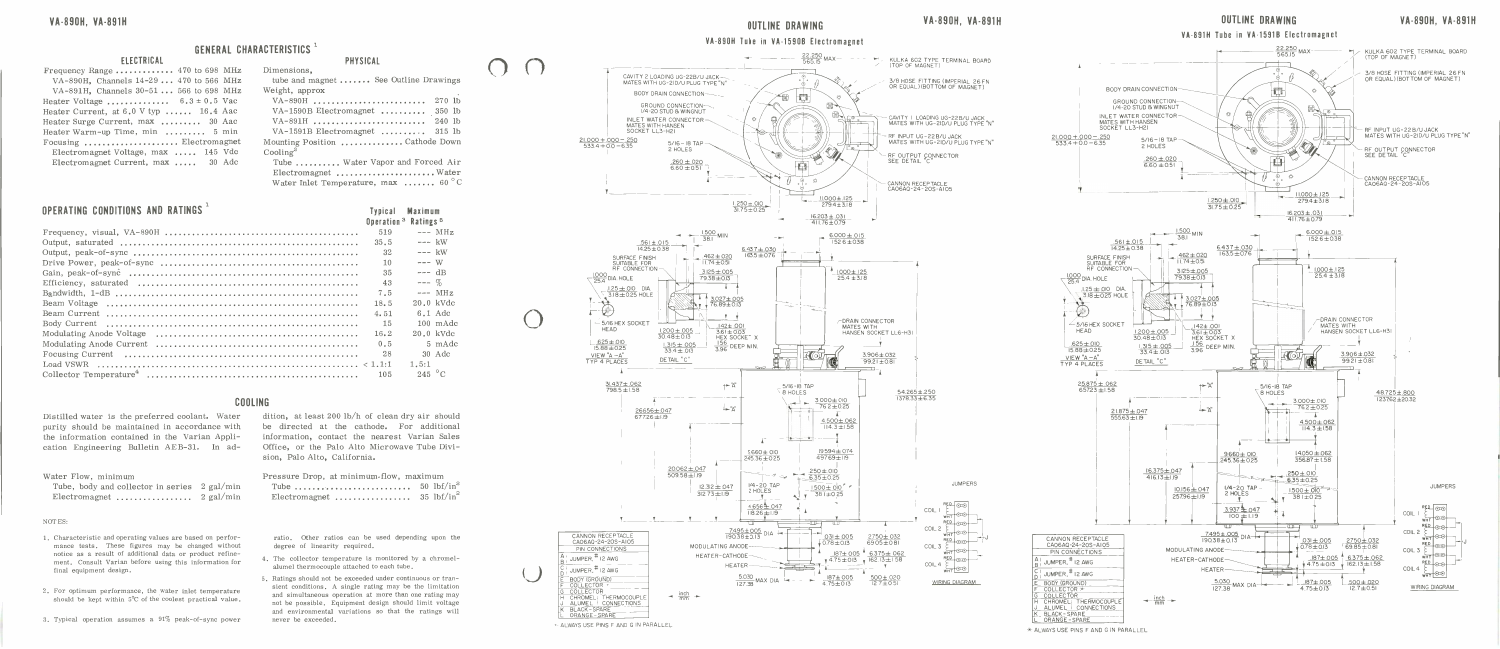## GENERAL CHARACTERISTICS [1]

### ELECTRICAL

| | |
|---|---|
| Frequency Range | 470 to 698 MHz |
| VA-890H, Channels 14-29 | 470 to 566 MHz |
| VA-891H, Channels 30-51 | 566 to 698 MHz |
| Heater Voltage | 6.3 ± 0.5 Vac |
| Heater Current, at 6.0 V typ | 16.4 Aac |
| Heater Surge Current, max | 30 Aac |
| Heater Warm-up Time, min | 5 min |
| Focusing | Electromagnet |
| Electromagnet Voltage, max | 145 Vdc |
| Electromagnet Current, max | 30 Adc |

### PHYSICAL

| | |
|---|---|
| Dimensions, tube and magnet | See Outline Drawings |
| Weight, approx | |
| VA-890H | 270 lb |
| VA-1590B Electromagnet | 350 lb |
| VA-891H | 240 lb |
| VA-1591B Electromagnet | 315 lb |
| Mounting Position | Cathode Down |
| Cooling[5] | |
| Tube | Water Vapor and Forced Air |
| Electromagnet | Water |
| Water Inlet Temperature, max | 60 °C |

## OPERATING CONDITIONS AND RATINGS [1]

| | Typical Operation [3] | Maximum Ratings [5] |
|---|---|---|
| Frequency, visual, VA-890H | 519 | --- MHz |
| Output, saturated | 35.5 | --- kW |
| Output, peak-of-sync | 32 | --- kW |
| Drive Power, peak-of-sync | 10 | --- W |
| Gain, peak-of-sync | 35 | --- dB |
| Efficiency, saturated | 43 | --- % |
| Bandwidth, 1-dB | 7.5 | --- MHz |
| Beam Voltage | 18.5 | 20.0 kVdc |
| Beam Current | 4.51 | 6.1 Adc |
| Body Current | 15 | 100 mAdc |
| Modulating Anode Voltage | 16.2 | 20.0 kVdc |
| Modulating Anode Current | 0.5 | 5 mAdc |
| Focusing Current | 28 | 30 Adc |
| Load VSWR | < 1.1:1 | 1.5:1 |
| Collector Temperature[4] | 105 | 245 °C |

## COOLING

Distilled water is the preferred coolant. Water purity should be maintained in accordance with the information contained in the Varian Application Engineering Bulletin AEB-31. In addition, at least 200 lb/h of clean dry air should be directed at the cathode. For additional information, contact the nearest Varian Sales Office, or the Palo Alto Microwave Tube Division, Palo Alto, California.

| Water Flow, minimum | |
|---|---|
| Tube, body and collector in series | 2 gal/min |
| Electromagnet | 2 gal/min |

| Pressure Drop, at minimum-flow, maximum | |
|---|---|
| Tube | 50 lbf/in² |
| Electromagnet | 35 lbf/in² |

NOTES:

1. Characteristic and operating values are based on performance tests. These figures may be changed without notice as a result of additional data or product refinement. Consult Varian before using this information for final equipment design.
2. For optimum performance, the water inlet temperature should be kept within 5°C of the coolest practical value.
3. Typical operation assumes a 91% peak-of-sync power ratio. Other ratios can be used depending upon the degree of linearity required.
4. The collector temperature is monitored by a chromel-alumel thermocouple attached to each tube.
5. Ratings should not be exceeded under continuous or transient conditions. A single rating may be the limitation and simultaneous operation at more than one rating may not be possible. Equipment design should limit voltage and environmental variations so that the ratings will never be exceeded.

## OUTLINE DRAWING

### VA-890H Tube in VA-1590B Electromagnet

Labels: KULKA 602 TYPE TERMINAL BOARD (TOP OF MAGNET); 3/8 HOSE FITTING (IMPERIAL 26 FN OR EQUAL) (BOTTOM OF MAGNET); CAVITY 2 LOADING UG-22B/U JACK MATES WITH UG-21D/U PLUG TYPE "N"; BODY DRAIN CONNECTION; GROUND CONNECTION 1/4-20 STUD & WINGNUT; INLET WATER CONNECTOR MATES WITH HANSEN SOCKET LL3-H21; CAVITY 1 LOADING UG-22B/U JACK MATES WITH UG-21D/U PLUG TYPE "N"; RF INPUT UG-22B/U JACK MATES WITH UG-21D/U PLUG TYPE "N"; RF OUTPUT CONNECTOR SEE DETAIL "C"; CANNON RECEPTACLE CA06AQ-24-20S-A105; DRAIN CONNECTOR MATES WITH HANSEN SOCKET LL6-H31; SURFACE FINISH SUITABLE FOR RF CONNECTION; 5/16 HEX SOCKET HEAD; VIEW "A-A" TYP 4 PLACES; DETAIL "C"; 5/16-18 TAP 8 HOLES; 1/4-20 TAP 2 HOLES; MODULATING ANODE; HEATER-CATHODE; HEATER; WIRING DIAGRAM; JUMPERS; COIL 1; COIL 2; COIL 3; COIL 4.

Dimensions (inch / mm): 22.250 MAX / 565.15; 21.000 +.000 −.250 / 533.4 +0.0 −6.35; 5/16-18 TAP 2 HOLES; .260 ± .020 / 6.60 ± 0.51; 1.250 ± .010 / 31.75 ± 0.25; 11.000 ± .125 / 279.4 ± 3.18; 16.203 ± .031 / 411.76 ± 0.79; 1.500 MIN / 38.1; .561 ± .015 / 14.25 ± 0.38; .462 ± .020 / 11.74 ± 0.51; 6.437 ± .030 / 163.5 ± 0.76; 6.000 ± .015 / 152.4 ± 0.38; 3.125 ± .005 / 79.38 ± 0.13; 1.000 ± .125 / 25.4 ± 3.18; 1.000 / 25.4 DIA. HOLE; .125 ± .010 DIA. / 3.18 ± 0.25 HOLE; 3.027 ± .005 / 76.89 ± 0.13; 1.200 ± .005 / 30.48 ± 0.13; .142 ± .001 / 3.61 ± 0.03 HEX SOCKET X .156 / 3.96 DEEP MIN.; .625 ± .010 / 15.88 ± 0.25; 1.315 ± .005 / 33.4 ± 0.13; 3.906 ± .032 / 99.21 ± 0.81; 31.437 ± .062 / 798.5 ± 1.58; 54.265 ± .250 / 1378.33 ± 6.35; 3.000 ± .010 / 76.2 ± 0.25; 26.656 ± .047 / 677.06 ± 1.19; 4.500 ± .062 / 114.3 ± 1.58; 9.660 ± .010 / 245.36 ± 0.25; 19.594 ± .074 / 497.69 ± 1.88; 20.063 ± .047 / 509.58 ± 1.19; .250 ± .010 / 6.35 ± 0.25; 12.32 ± .047 / 312.73 ± 1.19; 1.500 ± .010 / 38.1 ± 0.25; .6563 ± .047 / 16.26 ± 1.19; 7.495 ± .005 / 190.38 ± 0.13 DIA; .03 ± .005 / 0.76 ± 0.13; 2.750 ± .032 / 69.85 ± 0.81; .187 ± .005 / 4.75 ± 0.13; 6.375 ± .062 / 162.13 ± 1.58; 5.030 / 127.8 MAX DIA; .187 ± .005 / 4.75 ± 0.13; .500 ± .020 / 12.7 ± 0.51.

### VA-891H Tube in VA-1591B Electromagnet

Labels: KULKA 602 TYPE TERMINAL BOARD (TOP OF MAGNET); 3/8 HOSE FITTING (IMPERIAL 26 FN OR EQUAL) (BOTTOM OF MAGNET); BODY DRAIN CONNECTION; GROUND CONNECTION 1/4-20 STUD & WINGNUT; INLET WATER CONNECTOR MATES WITH HANSEN SOCKET LL3-H21; RF INPUT UG-22B/U JACK MATES WITH UG-21D/U PLUG TYPE "N"; RF OUTPUT CONNECTOR SEE DETAIL "C"; CANNON RECEPTACLE CA06AQ-24-20S-A105; DRAIN CONNECTOR MATES WITH HANSEN SOCKET LL6-H31; WIRING DIAGRAM; JUMPERS.

Dimensions (inch / mm): 22.250 MAX / 565.15; 21.000 +.000 −.250 / 533.4 +0.0 −6.35; .260 ± .020 / 6.60 ± 0.51; 1.250 ± .010 / 31.75 ± 0.25; 11.000 ± .125 / 279.4 ± 3.18; 16.203 ± .031 / 411.76 ± 0.79; 25.875 ± .062 / 657.23 ± 1.58; 48.725 ± .800 / 1237.62 ± 20.32; 21.875 ± .047 / 555.63 ± 1.19; 3.000 ± .010 / 76.2 ± 0.25; 4.500 ± .062 / 114.3 ± 1.58; 9.660 ± .010 / 245.36 ± 0.25; 14.050 ± .062 / 356.87 ± 1.58; 16.375 ± .047 / 416.13 ± 1.19; 10.156 ± .047 / 257.96 ± 1.19; 3.937 ± .047 / 100 ± 1.19.

### CANNON RECEPTACLE CA06AQ-24-20S-A105 PIN CONNECTIONS

| Pin | Connection |
|---|---|
| A | JUMPER * 12 AWG |
| B | |
| C | JUMPER * 12 AWG |
| D | |
| E | BODY (GROUND) |
| F | COLLECTOR * |
| G | COLLECTOR |
| H | CHROMEL } THERMOCOUPLE |
| J | ALUMEL } CONNECTIONS |
| K | BLACK - SPARE |
| L | ORANGE - SPARE |

\* ALWAYS USE PINS F AND G IN PARALLEL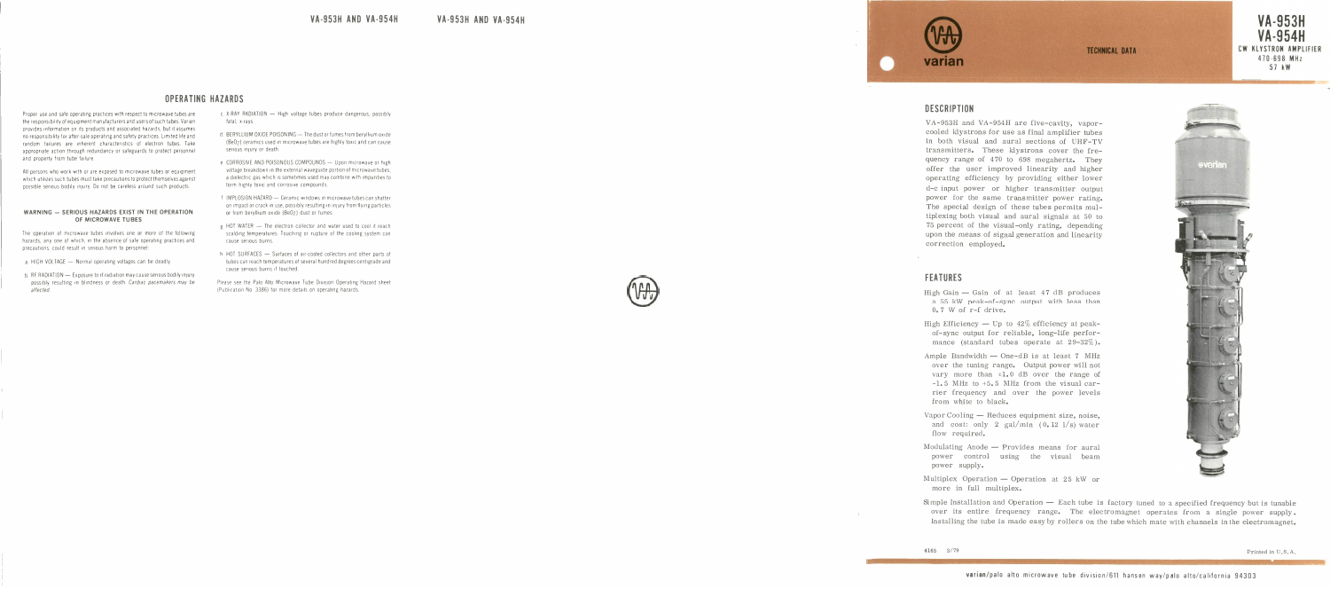## OPERATING HAZARDS

Proper use and safe operating practices with respect to microwave tubes are the responsibility of equipment manufacturers and users of such tubes. Varian provides information on its products and associated hazards, but it assumes no responsibility for after-sale operating and safety practices. Limited life and random failures are inherent characteristics of electron tubes. Take appropriate action through redundancy or safeguards to protect personnel and property from tube failure.

All persons who work with or are exposed to microwave tubes or equipment which utilizes such tubes must take precautions to protect themselves against possible serious bodily injury. Do not be careless around such products.

### WARNING — SERIOUS HAZARDS EXIST IN THE OPERATION OF MICROWAVE TUBES

The operation of microwave tubes involves one or more of the following hazards, any one of which, in the absence of safe operating practices and precautions, could result in serious harm to personnel:

a. HIGH VOLTAGE — Normal operating voltages can be deadly.

b. RF RADIATION — Exposure to rf radiation may cause serious bodily injury possibly resulting in blindness or death. *Cardiac pacemakers may be affected.*

c. X-RAY RADIATION — High voltage tubes produce dangerous, possibly fatal, x-rays.

d. BERYLLIUM OXIDE POISONING — The dust or fumes from beryllium oxide (BeO) ceramics used in microwave tubes are highly toxic and can cause serious injury or death.

e. CORROSIVE AND POISONOUS COMPOUNDS — Upon microwave or high voltage breakdown in the external waveguide portion of microwave tubes, a dielectric gas which is sometimes used may combine with impurities to form highly toxic and corrosive compounds.

f. IMPLOSION HAZARD — Ceramic windows in microwave tubes can shatter on impact or crack in use, possibly resulting in injury from flying particles or from beryllium oxide (BeO) dust or fumes.

g. HOT WATER — The electron collector and water used to cool it reach scalding temperatures. Touching or rupture of the cooling system can cause serious burns.

h. HOT SURFACES — Surfaces of air-cooled collectors and other parts of tubes can reach temperatures of several hundred degrees centigrade and cause serious burns if touched.

Please see the Palo Alto Microwave Tube Division Operating Hazard sheet (Publication No. 3386) for more details on operating hazards.

# VA-953H VA-954H

**CW KLYSTRON AMPLIFIER**
**470-698 MHz**
**57 kW**

TECHNICAL DATA

## DESCRIPTION

VA-953H and VA-954H are five-cavity, vapor-cooled klystrons for use as final amplifier tubes in both visual and aural sections of UHF-TV transmitters. These klystrons cover the frequency range of 470 to 698 megahertz. They offer the user improved linearity and higher operating efficiency by providing either lower d-c input power or higher transmitter output power for the same transmitter power rating. The special design of these tubes permits multiplexing both visual and aural signals at 50 to 75 percent of the visual-only rating, depending upon the means of signal generation and linearity correction employed.

## FEATURES

High Gain — Gain of at least 47 dB produces a 55 kW peak-of-sync output with less than 0.7 W of r-f drive.

High Efficiency — Up to 42% efficiency at peak-of-sync output for reliable, long-life performance (standard tubes operate at 29-32%).

Ample Bandwidth — One-dB is at least 7 MHz over the tuning range. Output power will not vary more than ±1.0 dB over the range of -1.5 MHz to +5.5 MHz from the visual carrier frequency and over the power levels from white to black.

Vapor Cooling — Reduces equipment size, noise, and cost: only 2 gal/min (0.12 l/s) water flow required.

Modulating Anode — Provides means for aural power control using the visual beam power supply.

Multiplex Operation — Operation at 25 kW or more in full multiplex.

Simple Installation and Operation — Each tube is factory tuned to a specified frequency but is tunable over its entire frequency range. The electromagnet operates from a single power supply. Installing the tube is made easy by rollers on the tube which mate with channels in the electromagnet.

4165 3/79

Printed in U.S.A.

varian/palo alto microwave tube division/611 hansen way/palo alto/california 94303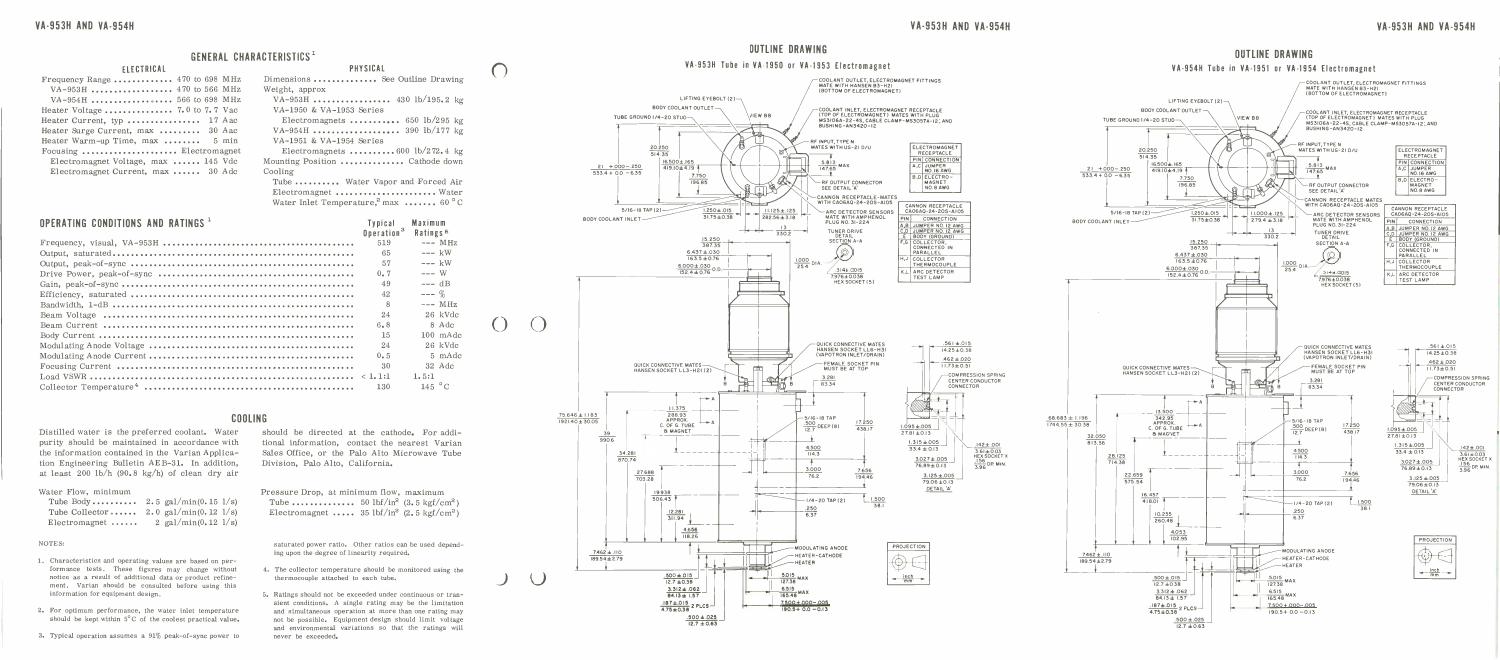## GENERAL CHARACTERISTICS[1]

### ELECTRICAL

Frequency Range ............ 470 to 698 MHz
VA-953H ................. 470 to 566 MHz
VA-954H ................. 566 to 698 MHz
Heater Voltage ............... 7.0 to 7.7 Vac
Heater Current, typ ............... 17 Aac
Heater Surge Current, max ......... 30 Aac
Heater Warm-up Time, max ......... 5 min
Focusing .................... Electromagnet
Electromagnet Voltage, max ...... 145 Vdc
Electromagnet Current, max ...... 30 Adc

### PHYSICAL

Dimensions ............. See Outline Drawing
Weight, approx
VA-953H ................. 430 lb/195.2 kg
VA-1950 & VA-1953 Series
Electromagnets ........... 650 lb/295 kg
VA-954H ................. 390 lb/177 kg
VA-1951 & VA-1954 Series
Electromagnets ..........600 lb/272.4 kg
Mounting Position ............. Cathode down
Cooling
Tube .......... Water Vapor and Forced Air
Electromagnet ...................... Water
Water Inlet Temperature,[2] max ....... 60 °C

## OPERATING CONDITIONS AND RATINGS[1]

| | Typical Operation[3] | Maximum Ratings[5] |
|---|---|---|
| Frequency, visual, VA-953H | 519 | --- MHz |
| Output, saturated | 65 | --- kW |
| Output, peak-of-sync | 57 | --- kW |
| Drive Power, peak-of-sync | 0.7 | --- W |
| Gain, peak-of-sync | 49 | --- dB |
| Efficiency, saturated | 42 | --- % |
| Bandwidth, 1-dB | 8 | --- MHz |
| Beam Voltage | 24 | 26 kVdc |
| Beam Current | 6.8 | 8 Adc |
| Body Current | 15 | 100 mAdc |
| Modulating Anode Voltage | 24 | 26 kVdc |
| Modulating Anode Current | 0.5 | 5 mAdc |
| Focusing Current | 30 | 32 Adc |
| Load VSWR | < 1.1:1 | 1.5:1 |
| Collector Temperature[4] | 130 | 145 °C |

## COOLING

Distilled water is the preferred coolant. Water purity should be maintained in accordance with the information contained in the Varian Application Engineering Bulletin AEB-31. In addition, at least 200 lb/h (90.8 kg/h) of clean dry air should be directed at the cathode. For additional information, contact the nearest Varian Sales Office, or the Palo Alto Microwave Tube Division, Palo Alto, California.

Water Flow, minimum
Tube Body .......... 2.5 gal/min(0.15 l/s)
Tube Collector ...... 2.0 gal/min(0.12 l/s)
Electromagnet ...... 2 gal/min(0.12 l/s)

Pressure Drop, at minimum flow, maximum
Tube ............... 50 lbf/in² (3.5 kgf/cm²)
Electromagnet ..... 35 lbf/in² (2.5 kgf/cm²)

NOTES:

1. Characteristics and operating values are based on performance tests. These figures may change without notice as a result of additional data or product refinement. Varian should be consulted before using this information for equipment design.
2. For optimum performance, the water inlet temperature should be kept within 5°C of the coolest practical value.
3. Typical operation assumes a 91% peak-of-sync power to saturated power ratio. Other ratios can be used depending upon the degree of linearity required.
4. The collector temperature should be monitored using the thermocouple attached to each tube.
5. Ratings should not be exceeded under continuous or transient conditions. A single rating may be the limitation and simultaneous operation at more than one rating may not be possible. Equipment design should limit voltage and environmental variations so that the ratings will never be exceeded.

## OUTLINE DRAWING

### VA-953H Tube in VA-1950 or VA-1953 Electromagnet

| ELECTROMAGNET RECEPTACLE | |
|---|---|
| PIN | CONNECTION |
| A,C | JUMPER NO.16 AWG |
| B,D | ELECTRO-MAGNET NO.8 AWG |

| CANNON RECEPTACLE CA06AQ-24-20S-A105 | |
|---|---|
| PIN | CONNECTION |
| A,B | JUMPER NO.12 AWG |
| C,D | JUMPER NO.12 AWG |
| E | BODY (GROUND) |
| F,G | COLLECTOR, CONNECTED IN PARALLEL |
| H,J | COLLECTOR THERMOCOUPLE |
| K,L | ARC DETECTOR TEST LAMP |

### VA-954H Tube in VA-1951 or VA-1954 Electromagnet

| ELECTROMAGNET RECEPTACLE | |
|---|---|
| PIN | CONNECTION |
| A,C | JUMPER NO.16 AWG |
| B,D | ELECTRO-MAGNET NO.8 AWG |

| CANNON RECEPTACLE CA06AQ-24-20S-A105 | |
|---|---|
| PIN | CONNECTION |
| A,B | JUMPER NO.12 AWG |
| C,D | JUMPER NO.12 AWG |
| E | BODY (GROUND) |
| F,G | COLLECTOR, CONNECTED IN PARALLEL |
| H,J | COLLECTOR THERMOCOUPLE |
| K,L | ARC DETECTOR TEST LAMP |